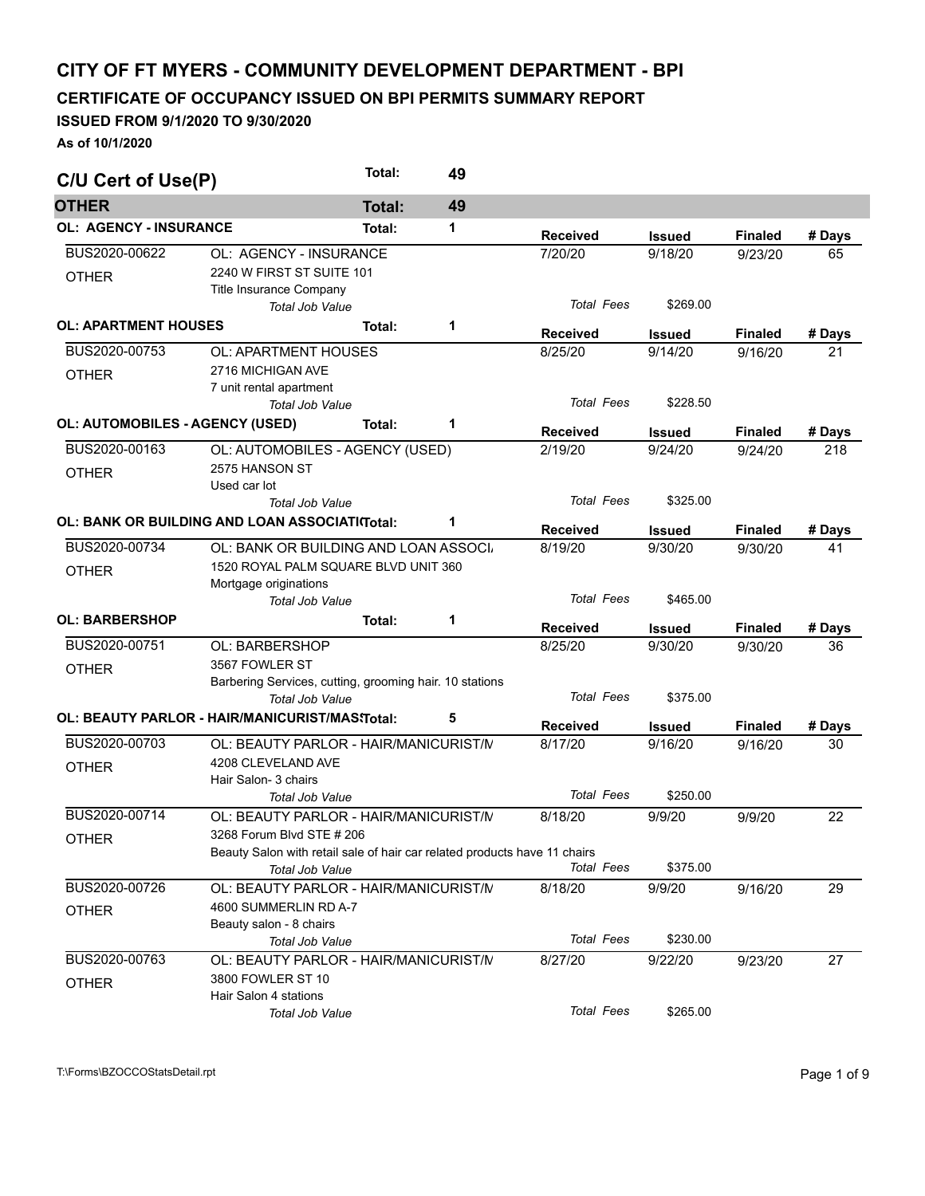# CITY OF FT MYERS - COMMUNITY DEVELOPMENT DEPARTMENT - BPI

## CERTIFICATE OF OCCUPANCY ISSUED ON BPI PERMITS SUMMARY REPORT

### ISSUED FROM 9/1/2020 TO 9/30/2020

**As of 10/1/2020**

## C/U Cert of Use(P) — Total: 49

### OTHER — Total: 49

**OL: AGENCY - INSURANCE — Total: 1**

| | | Received | Issued | Finaled | # Days |
|---|---|---|---|---|---|
| BUS2020-00622 | OL: AGENCY - INSURANCE | 7/20/20 | 9/18/20 | 9/23/20 | 65 |
| OTHER | 2240 W FIRST ST SUITE 101<br>Title Insurance Company | | | | |
| | *Total Job Value* | *Total Fees* | $269.00 | | |

**OL: APARTMENT HOUSES — Total: 1**

| | | Received | Issued | Finaled | # Days |
|---|---|---|---|---|---|
| BUS2020-00753 | OL: APARTMENT HOUSES | 8/25/20 | 9/14/20 | 9/16/20 | 21 |
| OTHER | 2716 MICHIGAN AVE<br>7 unit rental apartment | | | | |
| | *Total Job Value* | *Total Fees* | $228.50 | | |

**OL: AUTOMOBILES - AGENCY (USED) — Total: 1**

| | | Received | Issued | Finaled | # Days |
|---|---|---|---|---|---|
| BUS2020-00163 | OL: AUTOMOBILES - AGENCY (USED) | 2/19/20 | 9/24/20 | 9/24/20 | 218 |
| OTHER | 2575 HANSON ST<br>Used car lot | | | | |
| | *Total Job Value* | *Total Fees* | $325.00 | | |

**OL: BANK OR BUILDING AND LOAN ASSOCIATI — Total: 1**

| | | Received | Issued | Finaled | # Days |
|---|---|---|---|---|---|
| BUS2020-00734 | OL: BANK OR BUILDING AND LOAN ASSOCI | 8/19/20 | 9/30/20 | 9/30/20 | 41 |
| OTHER | 1520 ROYAL PALM SQUARE BLVD UNIT 360<br>Mortgage originations | | | | |
| | *Total Job Value* | *Total Fees* | $465.00 | | |

**OL: BARBERSHOP — Total: 1**

| | | Received | Issued | Finaled | # Days |
|---|---|---|---|---|---|
| BUS2020-00751 | OL: BARBERSHOP | 8/25/20 | 9/30/20 | 9/30/20 | 36 |
| OTHER | 3567 FOWLER ST<br>Barbering Services, cutting, grooming hair. 10 stations | | | | |
| | *Total Job Value* | *Total Fees* | $375.00 | | |

**OL: BEAUTY PARLOR - HAIR/MANICURIST/MAS — Total: 5**

| | | Received | Issued | Finaled | # Days |
|---|---|---|---|---|---|
| BUS2020-00703 | OL: BEAUTY PARLOR - HAIR/MANICURIST/M | 8/17/20 | 9/16/20 | 9/16/20 | 30 |
| OTHER | 4208 CLEVELAND AVE<br>Hair Salon- 3 chairs | | | | |
| | *Total Job Value* | *Total Fees* | $250.00 | | |
| BUS2020-00714 | OL: BEAUTY PARLOR - HAIR/MANICURIST/M | 8/18/20 | 9/9/20 | 9/9/20 | 22 |
| OTHER | 3268 Forum Blvd STE # 206<br>Beauty Salon with retail sale of hair car related products have 11 chairs | | | | |
| | *Total Job Value* | *Total Fees* | $375.00 | | |
| BUS2020-00726 | OL: BEAUTY PARLOR - HAIR/MANICURIST/M | 8/18/20 | 9/9/20 | 9/16/20 | 29 |
| OTHER | 4600 SUMMERLIN RD A-7<br>Beauty salon - 8 chairs | | | | |
| | *Total Job Value* | *Total Fees* | $230.00 | | |
| BUS2020-00763 | OL: BEAUTY PARLOR - HAIR/MANICURIST/M | 8/27/20 | 9/22/20 | 9/23/20 | 27 |
| OTHER | 3800 FOWLER ST 10<br>Hair Salon 4 stations | | | | |
| | *Total Job Value* | *Total Fees* | $265.00 | | |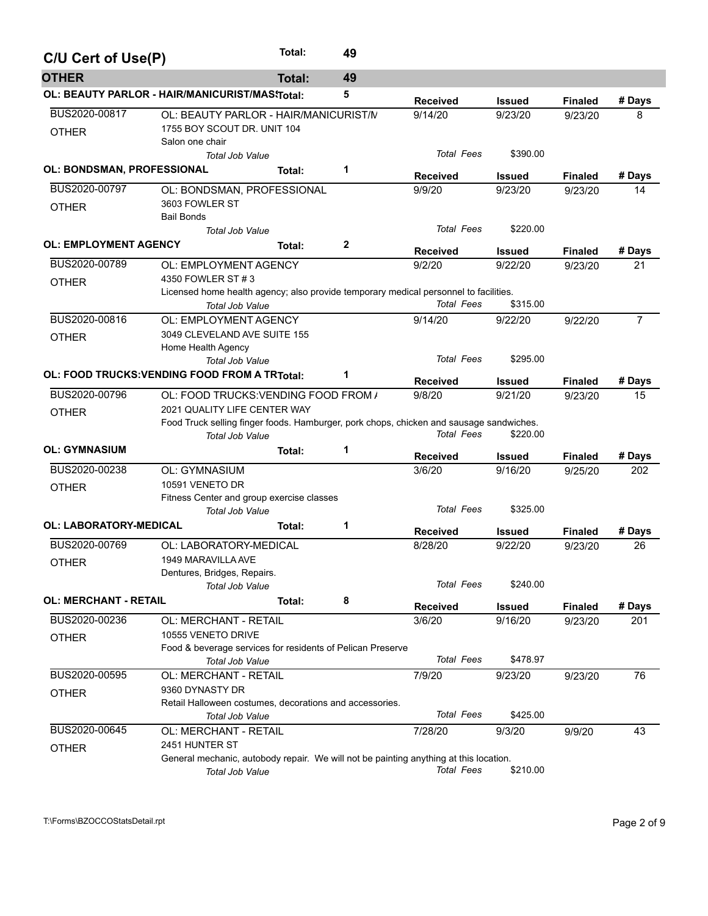## C/U Cert of Use(P) — Total: 49

### OTHER — Total: 49

#### OL: BEAUTY PARLOR - HAIR/MANICURIST/MAS — Total: 5

| Permit | Description | Received | Issued | Finaled | # Days |
|---|---|---|---|---|---|
| BUS2020-00817 | OL: BEAUTY PARLOR - HAIR/MANICURIST/N | 9/14/20 | 9/23/20 | 9/23/20 | 8 |
| OTHER | 1755 BOY SCOUT DR. UNIT 104 | | | | |
| | Salon one chair | | | | |
| | *Total Job Value* | *Total Fees* | $390.00 | | |

#### OL: BONDSMAN, PROFESSIONAL — Total: 1

| Permit | Description | Received | Issued | Finaled | # Days |
|---|---|---|---|---|---|
| BUS2020-00797 | OL: BONDSMAN, PROFESSIONAL | 9/9/20 | 9/23/20 | 9/23/20 | 14 |
| OTHER | 3603 FOWLER ST | | | | |
| | Bail Bonds | | | | |
| | *Total Job Value* | *Total Fees* | $220.00 | | |

#### OL: EMPLOYMENT AGENCY — Total: 2

| Permit | Description | Received | Issued | Finaled | # Days |
|---|---|---|---|---|---|
| BUS2020-00789 | OL: EMPLOYMENT AGENCY | 9/2/20 | 9/22/20 | 9/23/20 | 21 |
| OTHER | 4350 FOWLER ST # 3 | | | | |
| | Licensed home health agency; also provide temporary medical personnel to facilities. | | | | |
| | *Total Job Value* | *Total Fees* | $315.00 | | |
| BUS2020-00816 | OL: EMPLOYMENT AGENCY | 9/14/20 | 9/22/20 | 9/22/20 | 7 |
| OTHER | 3049 CLEVELAND AVE SUITE 155 | | | | |
| | Home Health Agency | | | | |
| | *Total Job Value* | *Total Fees* | $295.00 | | |

#### OL: FOOD TRUCKS:VENDING FOOD FROM A TR — Total: 1

| Permit | Description | Received | Issued | Finaled | # Days |
|---|---|---|---|---|---|
| BUS2020-00796 | OL: FOOD TRUCKS:VENDING FOOD FROM / | 9/8/20 | 9/21/20 | 9/23/20 | 15 |
| OTHER | 2021 QUALITY LIFE CENTER WAY | | | | |
| | Food Truck selling finger foods. Hamburger, pork chops, chicken and sausage sandwiches. | | | | |
| | *Total Job Value* | *Total Fees* | $220.00 | | |

#### OL: GYMNASIUM — Total: 1

| Permit | Description | Received | Issued | Finaled | # Days |
|---|---|---|---|---|---|
| BUS2020-00238 | OL: GYMNASIUM | 3/6/20 | 9/16/20 | 9/25/20 | 202 |
| OTHER | 10591 VENETO DR | | | | |
| | Fitness Center and group exercise classes | | | | |
| | *Total Job Value* | *Total Fees* | $325.00 | | |

#### OL: LABORATORY-MEDICAL — Total: 1

| Permit | Description | Received | Issued | Finaled | # Days |
|---|---|---|---|---|---|
| BUS2020-00769 | OL: LABORATORY-MEDICAL | 8/28/20 | 9/22/20 | 9/23/20 | 26 |
| OTHER | 1949 MARAVILLA AVE | | | | |
| | Dentures, Bridges, Repairs. | | | | |
| | *Total Job Value* | *Total Fees* | $240.00 | | |

#### OL: MERCHANT - RETAIL — Total: 8

| Permit | Description | Received | Issued | Finaled | # Days |
|---|---|---|---|---|---|
| BUS2020-00236 | OL: MERCHANT - RETAIL | 3/6/20 | 9/16/20 | 9/23/20 | 201 |
| OTHER | 10555 VENETO DRIVE | | | | |
| | Food & beverage services for residents of Pelican Preserve | | | | |
| | *Total Job Value* | *Total Fees* | $478.97 | | |
| BUS2020-00595 | OL: MERCHANT - RETAIL | 7/9/20 | 9/23/20 | 9/23/20 | 76 |
| OTHER | 9360 DYNASTY DR | | | | |
| | Retail Halloween costumes, decorations and accessories. | | | | |
| | *Total Job Value* | *Total Fees* | $425.00 | | |
| BUS2020-00645 | OL: MERCHANT - RETAIL | 7/28/20 | 9/3/20 | 9/9/20 | 43 |
| OTHER | 2451 HUNTER ST | | | | |
| | General mechanic, autobody repair. We will not be painting anything at this location. | | | | |
| | *Total Job Value* | *Total Fees* | $210.00 | | |

T:\Forms\BZOCCOStatsDetail.rpt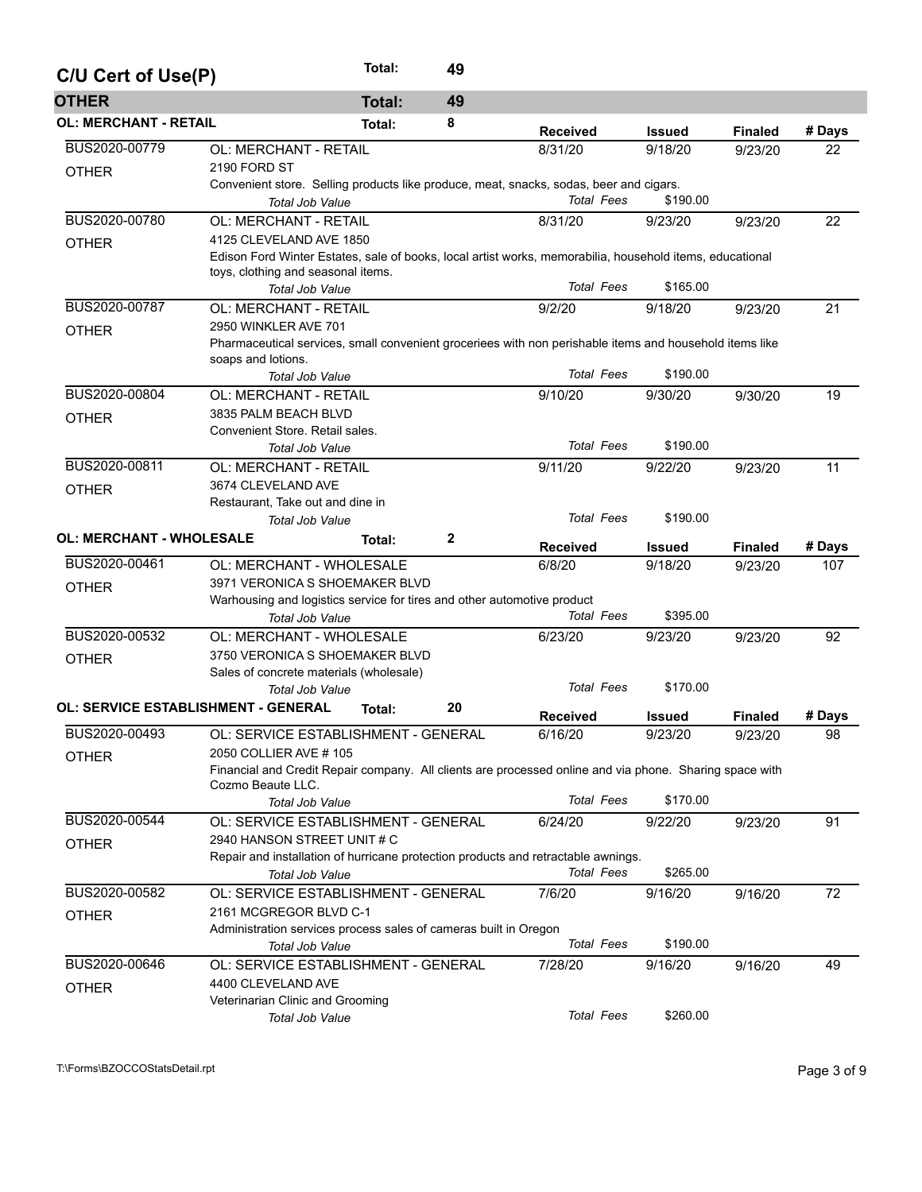## C/U Cert of Use(P) — Total: 49

### OTHER — Total: 49

#### OL: MERCHANT - RETAIL — Total: 8

| | | Received | Issued | Finaled | # Days |
|---|---|---|---|---|---|
| BUS2020-00779 | OL: MERCHANT - RETAIL | 8/31/20 | 9/18/20 | 9/23/20 | 22 |
| OTHER | 2190 FORD ST<br>Convenient store. Selling products like produce, meat, snacks, sodas, beer and cigars. | | | | |
| | *Total Job Value* | *Total Fees* | $190.00 | | |
| BUS2020-00780 | OL: MERCHANT - RETAIL | 8/31/20 | 9/23/20 | 9/23/20 | 22 |
| OTHER | 4125 CLEVELAND AVE 1850<br>Edison Ford Winter Estates, sale of books, local artist works, memorabilia, household items, educational toys, clothing and seasonal items. | | | | |
| | *Total Job Value* | *Total Fees* | $165.00 | | |
| BUS2020-00787 | OL: MERCHANT - RETAIL | 9/2/20 | 9/18/20 | 9/23/20 | 21 |
| OTHER | 2950 WINKLER AVE 701<br>Pharmaceutical services, small convenient groceriees with non perishable items and household items like soaps and lotions. | | | | |
| | *Total Job Value* | *Total Fees* | $190.00 | | |
| BUS2020-00804 | OL: MERCHANT - RETAIL | 9/10/20 | 9/30/20 | 9/30/20 | 19 |
| OTHER | 3835 PALM BEACH BLVD<br>Convenient Store. Retail sales. | | | | |
| | *Total Job Value* | *Total Fees* | $190.00 | | |
| BUS2020-00811 | OL: MERCHANT - RETAIL | 9/11/20 | 9/22/20 | 9/23/20 | 11 |
| OTHER | 3674 CLEVELAND AVE<br>Restaurant, Take out and dine in | | | | |
| | *Total Job Value* | *Total Fees* | $190.00 | | |

#### OL: MERCHANT - WHOLESALE — Total: 2

| | | Received | Issued | Finaled | # Days |
|---|---|---|---|---|---|
| BUS2020-00461 | OL: MERCHANT - WHOLESALE | 6/8/20 | 9/18/20 | 9/23/20 | 107 |
| OTHER | 3971 VERONICA S SHOEMAKER BLVD<br>Warhousing and logistics service for tires and other automotive product | | | | |
| | *Total Job Value* | *Total Fees* | $395.00 | | |
| BUS2020-00532 | OL: MERCHANT - WHOLESALE | 6/23/20 | 9/23/20 | 9/23/20 | 92 |
| OTHER | 3750 VERONICA S SHOEMAKER BLVD<br>Sales of concrete materials (wholesale) | | | | |
| | *Total Job Value* | *Total Fees* | $170.00 | | |

#### OL: SERVICE ESTABLISHMENT - GENERAL — Total: 20

| | | Received | Issued | Finaled | # Days |
|---|---|---|---|---|---|
| BUS2020-00493 | OL: SERVICE ESTABLISHMENT - GENERAL | 6/16/20 | 9/23/20 | 9/23/20 | 98 |
| OTHER | 2050 COLLIER AVE # 105<br>Financial and Credit Repair company. All clients are processed online and via phone. Sharing space with Cozmo Beaute LLC. | | | | |
| | *Total Job Value* | *Total Fees* | $170.00 | | |
| BUS2020-00544 | OL: SERVICE ESTABLISHMENT - GENERAL | 6/24/20 | 9/22/20 | 9/23/20 | 91 |
| OTHER | 2940 HANSON STREET UNIT # C<br>Repair and installation of hurricane protection products and retractable awnings. | | | | |
| | *Total Job Value* | *Total Fees* | $265.00 | | |
| BUS2020-00582 | OL: SERVICE ESTABLISHMENT - GENERAL | 7/6/20 | 9/16/20 | 9/16/20 | 72 |
| OTHER | 2161 MCGREGOR BLVD C-1<br>Administration services process sales of cameras built in Oregon | | | | |
| | *Total Job Value* | *Total Fees* | $190.00 | | |
| BUS2020-00646 | OL: SERVICE ESTABLISHMENT - GENERAL | 7/28/20 | 9/16/20 | 9/16/20 | 49 |
| OTHER | 4400 CLEVELAND AVE<br>Veterinarian Clinic and Grooming | | | | |
| | *Total Job Value* | *Total Fees* | $260.00 | | |

T:\Forms\BZOCCOStatsDetail.rpt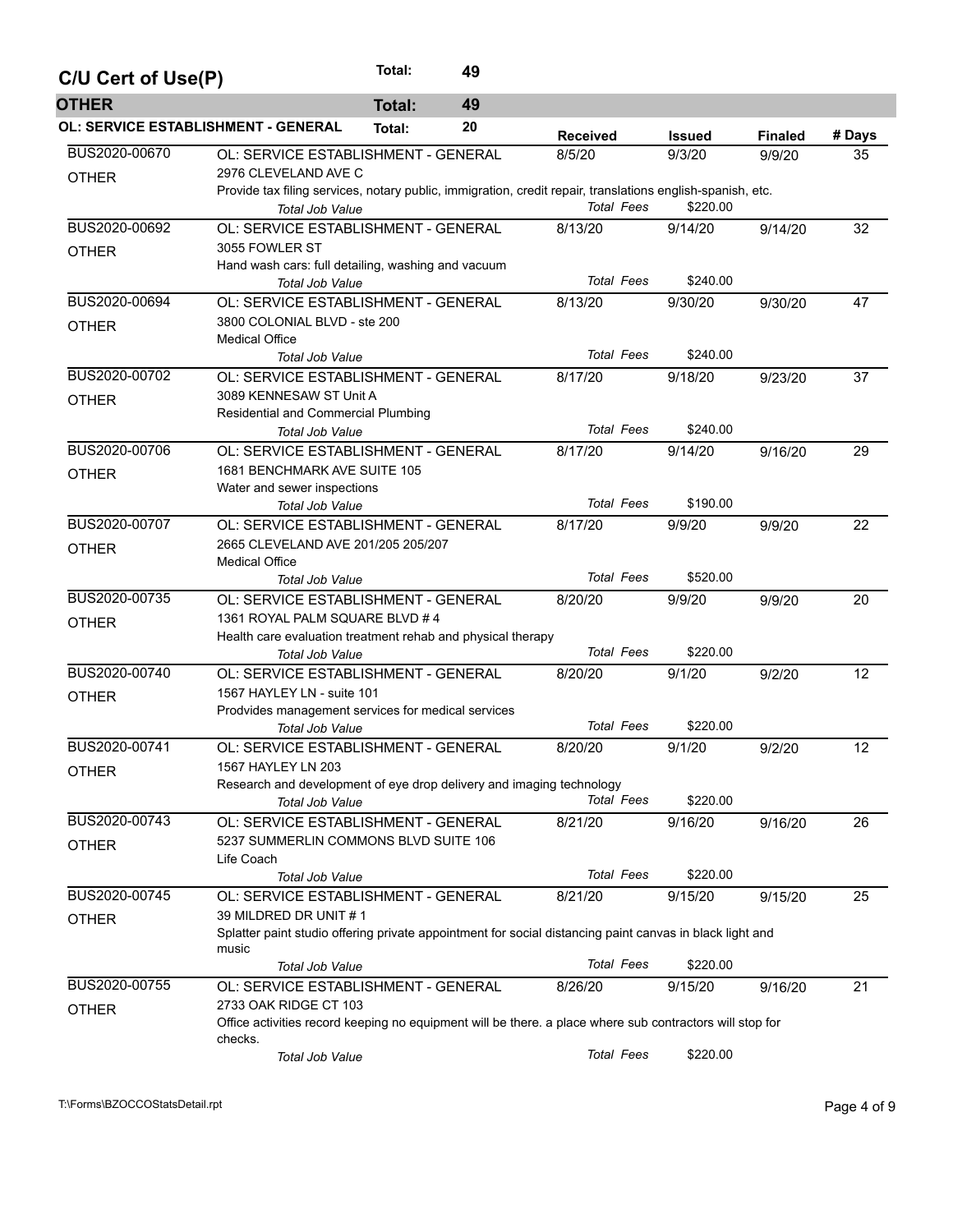## C/U Cert of Use(P) — Total: 49

### OTHER — Total: 49

#### OL: SERVICE ESTABLISHMENT - GENERAL — Total: 20

| | | Received | Issued | Finaled | # Days |
|---|---|---|---|---|---|
| BUS2020-00670<br>OTHER | OL: SERVICE ESTABLISHMENT - GENERAL<br>2976 CLEVELAND AVE C<br>Provide tax filing services, notary public, immigration, credit repair, translations english-spanish, etc.<br>*Total Job Value* | 8/5/20<br>*Total Fees* | 9/3/20<br>$220.00 | 9/9/20 | 35 |
| BUS2020-00692<br>OTHER | OL: SERVICE ESTABLISHMENT - GENERAL<br>3055 FOWLER ST<br>Hand wash cars: full detailing, washing and vacuum<br>*Total Job Value* | 8/13/20<br>*Total Fees* | 9/14/20<br>$240.00 | 9/14/20 | 32 |
| BUS2020-00694<br>OTHER | OL: SERVICE ESTABLISHMENT - GENERAL<br>3800 COLONIAL BLVD - ste 200<br>Medical Office<br>*Total Job Value* | 8/13/20<br>*Total Fees* | 9/30/20<br>$240.00 | 9/30/20 | 47 |
| BUS2020-00702<br>OTHER | OL: SERVICE ESTABLISHMENT - GENERAL<br>3089 KENNESAW ST Unit A<br>Residential and Commercial Plumbing<br>*Total Job Value* | 8/17/20<br>*Total Fees* | 9/18/20<br>$240.00 | 9/23/20 | 37 |
| BUS2020-00706<br>OTHER | OL: SERVICE ESTABLISHMENT - GENERAL<br>1681 BENCHMARK AVE SUITE 105<br>Water and sewer inspections<br>*Total Job Value* | 8/17/20<br>*Total Fees* | 9/14/20<br>$190.00 | 9/16/20 | 29 |
| BUS2020-00707<br>OTHER | OL: SERVICE ESTABLISHMENT - GENERAL<br>2665 CLEVELAND AVE 201/205 205/207<br>Medical Office<br>*Total Job Value* | 8/17/20<br>*Total Fees* | 9/9/20<br>$520.00 | 9/9/20 | 22 |
| BUS2020-00735<br>OTHER | OL: SERVICE ESTABLISHMENT - GENERAL<br>1361 ROYAL PALM SQUARE BLVD # 4<br>Health care evaluation treatment rehab and physical therapy<br>*Total Job Value* | 8/20/20<br>*Total Fees* | 9/9/20<br>$220.00 | 9/9/20 | 20 |
| BUS2020-00740<br>OTHER | OL: SERVICE ESTABLISHMENT - GENERAL<br>1567 HAYLEY LN - suite 101<br>Prodvides management services for medical services<br>*Total Job Value* | 8/20/20<br>*Total Fees* | 9/1/20<br>$220.00 | 9/2/20 | 12 |
| BUS2020-00741<br>OTHER | OL: SERVICE ESTABLISHMENT - GENERAL<br>1567 HAYLEY LN 203<br>Research and development of eye drop delivery and imaging technology<br>*Total Job Value* | 8/20/20<br>*Total Fees* | 9/1/20<br>$220.00 | 9/2/20 | 12 |
| BUS2020-00743<br>OTHER | OL: SERVICE ESTABLISHMENT - GENERAL<br>5237 SUMMERLIN COMMONS BLVD SUITE 106<br>Life Coach<br>*Total Job Value* | 8/21/20<br>*Total Fees* | 9/16/20<br>$220.00 | 9/16/20 | 26 |
| BUS2020-00745<br>OTHER | OL: SERVICE ESTABLISHMENT - GENERAL<br>39 MILDRED DR UNIT # 1<br>Splatter paint studio offering private appointment for social distancing paint canvas in black light and music<br>*Total Job Value* | 8/21/20<br>*Total Fees* | 9/15/20<br>$220.00 | 9/15/20 | 25 |
| BUS2020-00755<br>OTHER | OL: SERVICE ESTABLISHMENT - GENERAL<br>2733 OAK RIDGE CT 103<br>Office activities record keeping no equipment will be there. a place where sub contractors will stop for checks.<br>*Total Job Value* | 8/26/20<br>*Total Fees* | 9/15/20<br>$220.00 | 9/16/20 | 21 |

T:\Forms\BZOCCOStatsDetail.rpt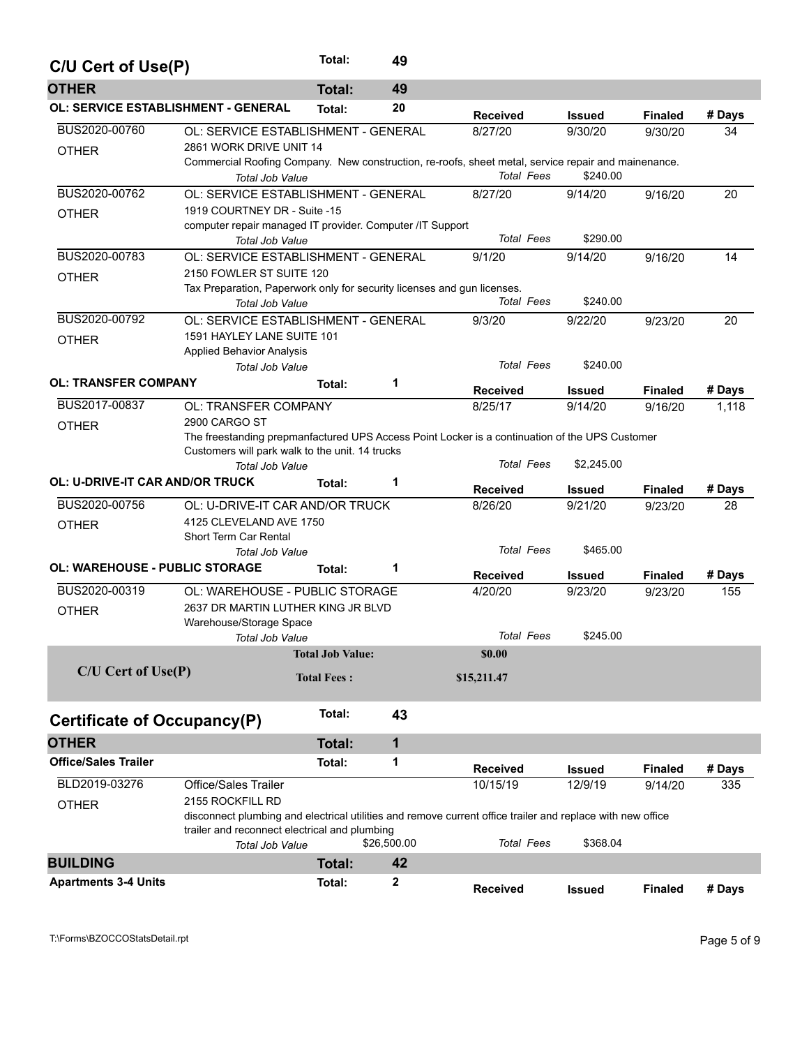## C/U Cert of Use(P) — Total: 49

### OTHER — Total: 49

#### OL: SERVICE ESTABLISHMENT - GENERAL — Total: 20

| | | Received | Issued | Finaled | # Days |
|---|---|---|---|---|---|
| BUS2020-00760 | OL: SERVICE ESTABLISHMENT - GENERAL | 8/27/20 | 9/30/20 | 9/30/20 | 34 |
| OTHER | 2861 WORK DRIVE UNIT 14<br>Commercial Roofing Company. New construction, re-roofs, sheet metal, service repair and mainenance. | | | | |
| | *Total Job Value* | *Total Fees* | $240.00 | | |
| BUS2020-00762 | OL: SERVICE ESTABLISHMENT - GENERAL | 8/27/20 | 9/14/20 | 9/16/20 | 20 |
| OTHER | 1919 COURTNEY DR - Suite -15<br>computer repair managed IT provider. Computer /IT Support | | | | |
| | *Total Job Value* | *Total Fees* | $290.00 | | |
| BUS2020-00783 | OL: SERVICE ESTABLISHMENT - GENERAL | 9/1/20 | 9/14/20 | 9/16/20 | 14 |
| OTHER | 2150 FOWLER ST SUITE 120<br>Tax Preparation, Paperwork only for security licenses and gun licenses. | | | | |
| | *Total Job Value* | *Total Fees* | $240.00 | | |
| BUS2020-00792 | OL: SERVICE ESTABLISHMENT - GENERAL | 9/3/20 | 9/22/20 | 9/23/20 | 20 |
| OTHER | 1591 HAYLEY LANE SUITE 101<br>Applied Behavior Analysis | | | | |
| | *Total Job Value* | *Total Fees* | $240.00 | | |

#### OL: TRANSFER COMPANY — Total: 1

| | | Received | Issued | Finaled | # Days |
|---|---|---|---|---|---|
| BUS2017-00837 | OL: TRANSFER COMPANY | 8/25/17 | 9/14/20 | 9/16/20 | 1,118 |
| OTHER | 2900 CARGO ST<br>The freestanding prepmanfactured UPS Access Point Locker is a continuation of the UPS Customer Customers will park walk to the unit. 14 trucks | | | | |
| | *Total Job Value* | *Total Fees* | $2,245.00 | | |

#### OL: U-DRIVE-IT CAR AND/OR TRUCK — Total: 1

| | | Received | Issued | Finaled | # Days |
|---|---|---|---|---|---|
| BUS2020-00756 | OL: U-DRIVE-IT CAR AND/OR TRUCK | 8/26/20 | 9/21/20 | 9/23/20 | 28 |
| OTHER | 4125 CLEVELAND AVE 1750<br>Short Term Car Rental | | | | |
| | *Total Job Value* | *Total Fees* | $465.00 | | |

#### OL: WAREHOUSE - PUBLIC STORAGE — Total: 1

| | | Received | Issued | Finaled | # Days |
|---|---|---|---|---|---|
| BUS2020-00319 | OL: WAREHOUSE - PUBLIC STORAGE | 4/20/20 | 9/23/20 | 9/23/20 | 155 |
| OTHER | 2637 DR MARTIN LUTHER KING JR BLVD<br>Warehouse/Storage Space | | | | |
| | *Total Job Value* | *Total Fees* | $245.00 | | |

| C/U Cert of Use(P) | |
|---|---|
| **Total Job Value:** | **$0.00** |
| **Total Fees :** | **$15,211.47** |

## Certificate of Occupancy(P) — Total: 43

### OTHER — Total: 1

#### Office/Sales Trailer — Total: 1

| | | Received | Issued | Finaled | # Days |
|---|---|---|---|---|---|
| BLD2019-03276 | Office/Sales Trailer | 10/15/19 | 12/9/19 | 9/14/20 | 335 |
| OTHER | 2155 ROCKFILL RD<br>disconnect plumbing and electrical utilities and remove current office trailer and replace with new office trailer and reconnect electrical and plumbing | | | | |
| | *Total Job Value* $26,500.00 | *Total Fees* | $368.04 | | |

### BUILDING — Total: 42

#### Apartments 3-4 Units — Total: 2

| | | Received | Issued | Finaled | # Days |
|---|---|---|---|---|---|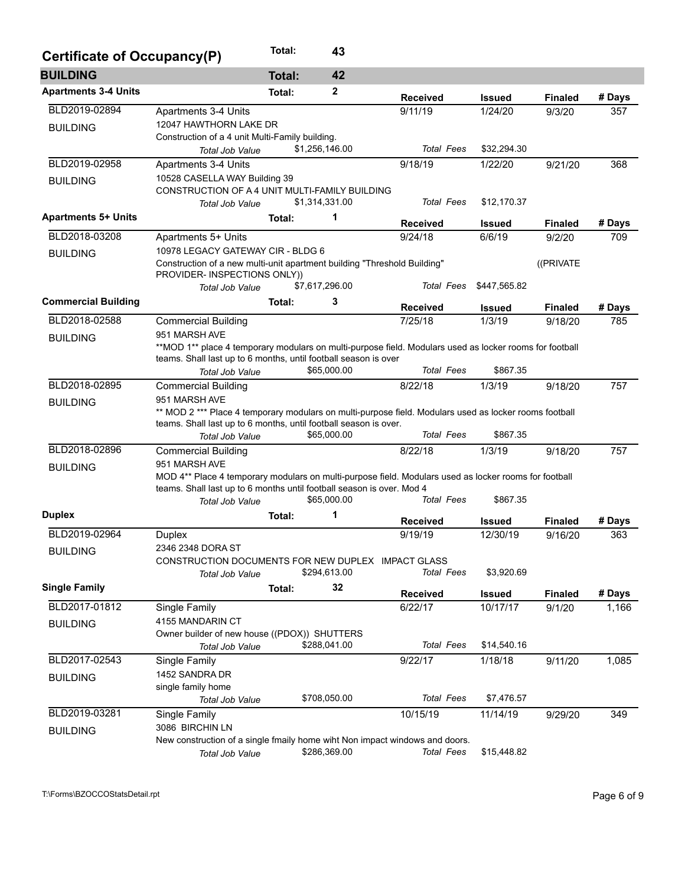## Certificate of Occupancy(P) — Total: 43

### BUILDING — Total: 42

#### Apartments 3-4 Units — Total: 2

| Permit | Description | Received | Issued | Finaled | # Days |
|---|---|---|---|---|---|
| BLD2019-02894 | Apartments 3-4 Units | 9/11/19 | 1/24/20 | 9/3/20 | 357 |
| BUILDING | 12047 HAWTHORN LAKE DR<br>Construction of a 4 unit Multi-Family building.<br>*Total Job Value* $1,256,146.00 | *Total Fees* | $32,294.30 | | |
| BLD2019-02958 | Apartments 3-4 Units | 9/18/19 | 1/22/20 | 9/21/20 | 368 |
| BUILDING | 10528 CASELLA WAY Building 39<br>CONSTRUCTION OF A 4 UNIT MULTI-FAMILY BUILDING<br>*Total Job Value* $1,314,331.00 | *Total Fees* | $12,170.37 | | |

#### Apartments 5+ Units — Total: 1

| Permit | Description | Received | Issued | Finaled | # Days |
|---|---|---|---|---|---|
| BLD2018-03208 | Apartments 5+ Units | 9/24/18 | 6/6/19 | 9/2/20 | 709 |
| BUILDING | 10978 LEGACY GATEWAY CIR - BLDG 6<br>Construction of a new multi-unit apartment building "Threshold Building" ((PRIVATE PROVIDER- INSPECTIONS ONLY))<br>*Total Job Value* $7,617,296.00 | *Total Fees* | $447,565.82 | | |

#### Commercial Building — Total: 3

| Permit | Description | Received | Issued | Finaled | # Days |
|---|---|---|---|---|---|
| BLD2018-02588 | Commercial Building | 7/25/18 | 1/3/19 | 9/18/20 | 785 |
| BUILDING | 951 MARSH AVE<br>**MOD 1** place 4 temporary modulars on multi-purpose field. Modulars used as locker rooms for football teams. Shall last up to 6 months, until football season is over<br>*Total Job Value* $65,000.00 | *Total Fees* | $867.35 | | |
| BLD2018-02895 | Commercial Building | 8/22/18 | 1/3/19 | 9/18/20 | 757 |
| BUILDING | 951 MARSH AVE<br>** MOD 2 *** Place 4 temporary modulars on multi-purpose field. Modulars used as locker rooms football teams. Shall last up to 6 months, until football season is over.<br>*Total Job Value* $65,000.00 | *Total Fees* | $867.35 | | |
| BLD2018-02896 | Commercial Building | 8/22/18 | 1/3/19 | 9/18/20 | 757 |
| BUILDING | 951 MARSH AVE<br>MOD 4** Place 4 temporary modulars on multi-purpose field. Modulars used as locker rooms for football teams. Shall last up to 6 months until football season is over. Mod 4<br>*Total Job Value* $65,000.00 | *Total Fees* | $867.35 | | |

#### Duplex — Total: 1

| Permit | Description | Received | Issued | Finaled | # Days |
|---|---|---|---|---|---|
| BLD2019-02964 | Duplex | 9/19/19 | 12/30/19 | 9/16/20 | 363 |
| BUILDING | 2346 2348 DORA ST<br>CONSTRUCTION DOCUMENTS FOR NEW DUPLEX IMPACT GLASS<br>*Total Job Value* $294,613.00 | *Total Fees* | $3,920.69 | | |

#### Single Family — Total: 32

| Permit | Description | Received | Issued | Finaled | # Days |
|---|---|---|---|---|---|
| BLD2017-01812 | Single Family | 6/22/17 | 10/17/17 | 9/1/20 | 1,166 |
| BUILDING | 4155 MANDARIN CT<br>Owner builder of new house ((PDOX)) SHUTTERS<br>*Total Job Value* $288,041.00 | *Total Fees* | $14,540.16 | | |
| BLD2017-02543 | Single Family | 9/22/17 | 1/18/18 | 9/11/20 | 1,085 |
| BUILDING | 1452 SANDRA DR<br>single family home<br>*Total Job Value* $708,050.00 | *Total Fees* | $7,476.57 | | |
| BLD2019-03281 | Single Family | 10/15/19 | 11/14/19 | 9/29/20 | 349 |
| BUILDING | 3086 BIRCHIN LN<br>New construction of a single fmaily home wiht Non impact windows and doors.<br>*Total Job Value* $286,369.00 | *Total Fees* | $15,448.82 | | |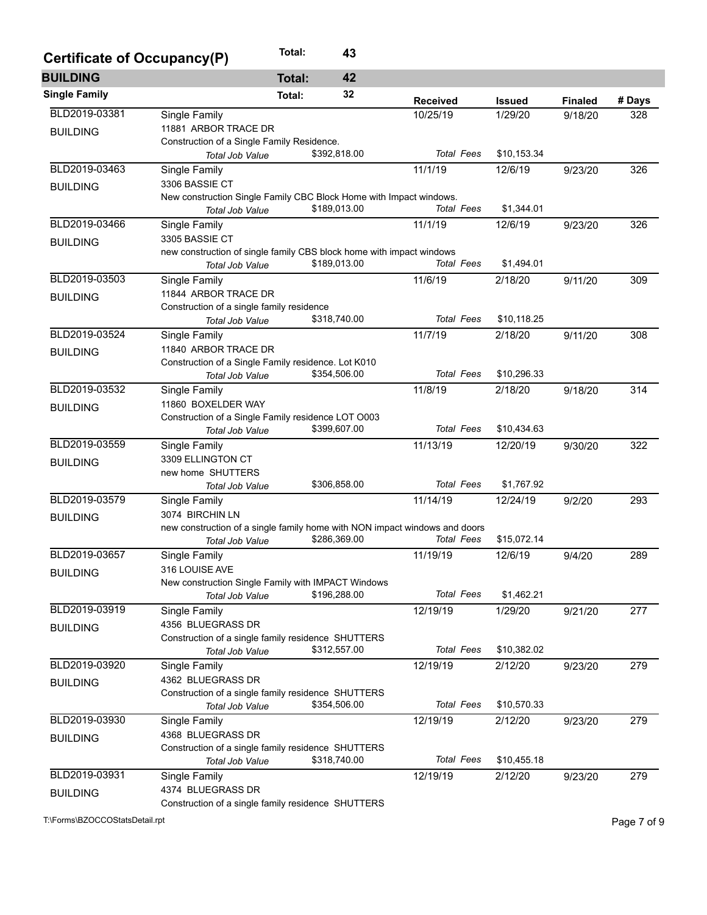## Certificate of Occupancy(P) — Total: 43

### BUILDING — Total: 42

#### Single Family — Total: 32

| Permit | Type / Address / Description | Job Value | Received | Issued | Finaled | # Days |
|---|---|---|---|---|---|---|
| BLD2019-03381 BUILDING | Single Family<br>11881 ARBOR TRACE DR<br>Construction of a Single Family Residence. | Total Job Value $392,818.00<br>Total Fees $10,153.34 | 10/25/19 | 1/29/20 | 9/18/20 | 328 |
| BLD2019-03463 BUILDING | Single Family<br>3306 BASSIE CT<br>New construction Single Family CBC Block Home with Impact windows. | Total Job Value $189,013.00<br>Total Fees $1,344.01 | 11/1/19 | 12/6/19 | 9/23/20 | 326 |
| BLD2019-03466 BUILDING | Single Family<br>3305 BASSIE CT<br>new construction of single family CBS block home with impact windows | Total Job Value $189,013.00<br>Total Fees $1,494.01 | 11/1/19 | 12/6/19 | 9/23/20 | 326 |
| BLD2019-03503 BUILDING | Single Family<br>11844 ARBOR TRACE DR<br>Construction of a single family residence | Total Job Value $318,740.00<br>Total Fees $10,118.25 | 11/6/19 | 2/18/20 | 9/11/20 | 309 |
| BLD2019-03524 BUILDING | Single Family<br>11840 ARBOR TRACE DR<br>Construction of a Single Family residence. Lot K010 | Total Job Value $354,506.00<br>Total Fees $10,296.33 | 11/7/19 | 2/18/20 | 9/11/20 | 308 |
| BLD2019-03532 BUILDING | Single Family<br>11860 BOXELDER WAY<br>Construction of a Single Family residence LOT O003 | Total Job Value $399,607.00<br>Total Fees $10,434.63 | 11/8/19 | 2/18/20 | 9/18/20 | 314 |
| BLD2019-03559 BUILDING | Single Family<br>3309 ELLINGTON CT<br>new home SHUTTERS | Total Job Value $306,858.00<br>Total Fees $1,767.92 | 11/13/19 | 12/20/19 | 9/30/20 | 322 |
| BLD2019-03579 BUILDING | Single Family<br>3074 BIRCHIN LN<br>new construction of a single family home with NON impact windows and doors | Total Job Value $286,369.00<br>Total Fees $15,072.14 | 11/14/19 | 12/24/19 | 9/2/20 | 293 |
| BLD2019-03657 BUILDING | Single Family<br>316 LOUISE AVE<br>New construction Single Family with IMPACT Windows | Total Job Value $196,288.00<br>Total Fees $1,462.21 | 11/19/19 | 12/6/19 | 9/4/20 | 289 |
| BLD2019-03919 BUILDING | Single Family<br>4356 BLUEGRASS DR<br>Construction of a single family residence SHUTTERS | Total Job Value $312,557.00<br>Total Fees $10,382.02 | 12/19/19 | 1/29/20 | 9/21/20 | 277 |
| BLD2019-03920 BUILDING | Single Family<br>4362 BLUEGRASS DR<br>Construction of a single family residence SHUTTERS | Total Job Value $354,506.00<br>Total Fees $10,570.33 | 12/19/19 | 2/12/20 | 9/23/20 | 279 |
| BLD2019-03930 BUILDING | Single Family<br>4368 BLUEGRASS DR<br>Construction of a single family residence SHUTTERS | Total Job Value $318,740.00<br>Total Fees $10,455.18 | 12/19/19 | 2/12/20 | 9/23/20 | 279 |
| BLD2019-03931 BUILDING | Single Family<br>4374 BLUEGRASS DR<br>Construction of a single family residence SHUTTERS | | 12/19/19 | 2/12/20 | 9/23/20 | 279 |

T:\Forms\BZOCCOStatsDetail.rpt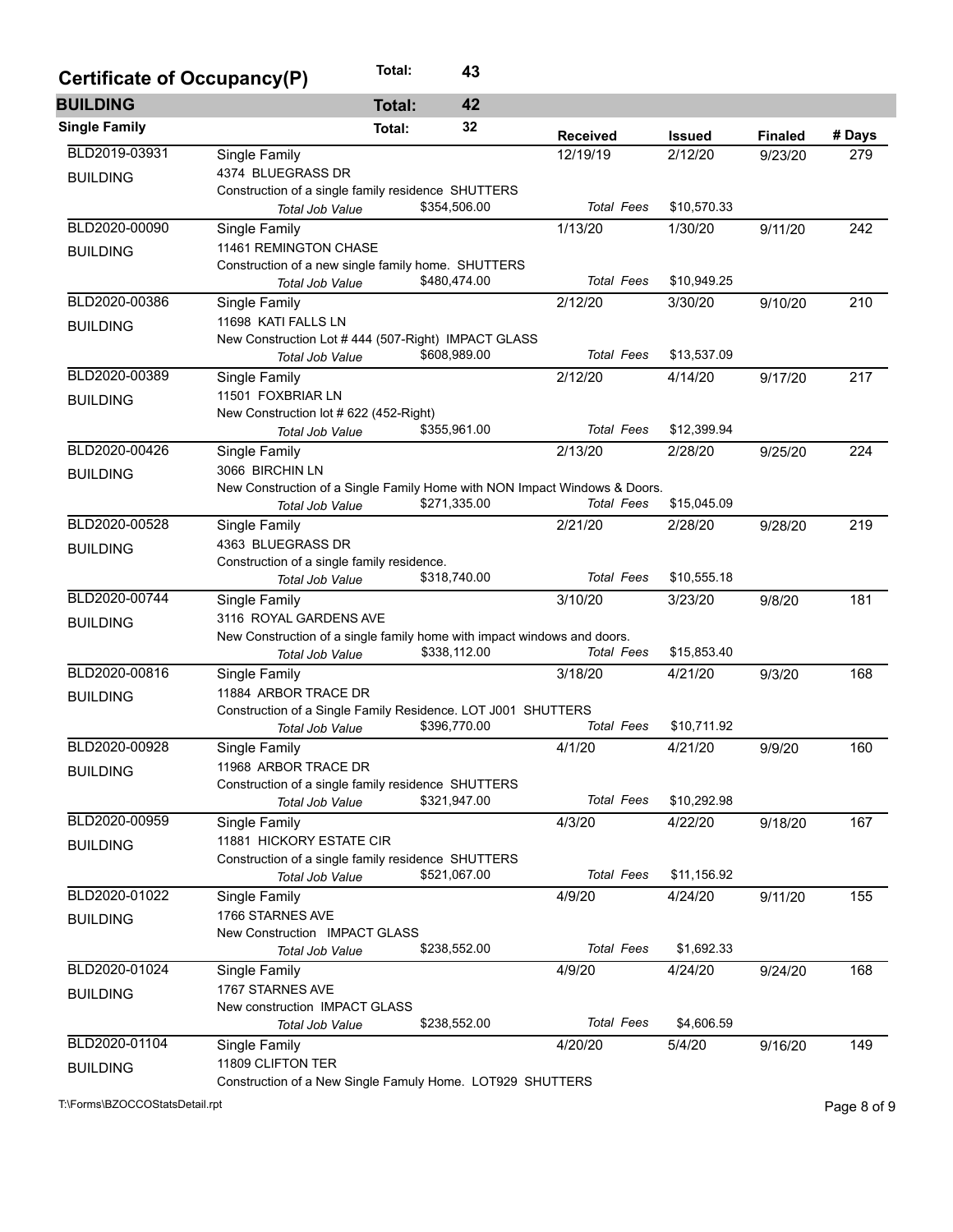## Certificate of Occupancy(P) — Total: 43

### BUILDING — Total: 42

#### Single Family — Total: 32

| Permit | Description | Received | Issued | Finaled | # Days |
|---|---|---|---|---|---|
| BLD2019-03931 BUILDING | Single Family<br>4374 BLUEGRASS DR<br>Construction of a single family residence SHUTTERS<br>*Total Job Value* $354,506.00 — *Total Fees* $10,570.33 | 12/19/19 | 2/12/20 | 9/23/20 | 279 |
| BLD2020-00090 BUILDING | Single Family<br>11461 REMINGTON CHASE<br>Construction of a new single family home. SHUTTERS<br>*Total Job Value* $480,474.00 — *Total Fees* $10,949.25 | 1/13/20 | 1/30/20 | 9/11/20 | 242 |
| BLD2020-00386 BUILDING | Single Family<br>11698 KATI FALLS LN<br>New Construction Lot # 444 (507-Right) IMPACT GLASS<br>*Total Job Value* $608,989.00 — *Total Fees* $13,537.09 | 2/12/20 | 3/30/20 | 9/10/20 | 210 |
| BLD2020-00389 BUILDING | Single Family<br>11501 FOXBRIAR LN<br>New Construction lot # 622 (452-Right)<br>*Total Job Value* $355,961.00 — *Total Fees* $12,399.94 | 2/12/20 | 4/14/20 | 9/17/20 | 217 |
| BLD2020-00426 BUILDING | Single Family<br>3066 BIRCHIN LN<br>New Construction of a Single Family Home with NON Impact Windows & Doors.<br>*Total Job Value* $271,335.00 — *Total Fees* $15,045.09 | 2/13/20 | 2/28/20 | 9/25/20 | 224 |
| BLD2020-00528 BUILDING | Single Family<br>4363 BLUEGRASS DR<br>Construction of a single family residence.<br>*Total Job Value* $318,740.00 — *Total Fees* $10,555.18 | 2/21/20 | 2/28/20 | 9/28/20 | 219 |
| BLD2020-00744 BUILDING | Single Family<br>3116 ROYAL GARDENS AVE<br>New Construction of a single family home with impact windows and doors.<br>*Total Job Value* $338,112.00 — *Total Fees* $15,853.40 | 3/10/20 | 3/23/20 | 9/8/20 | 181 |
| BLD2020-00816 BUILDING | Single Family<br>11884 ARBOR TRACE DR<br>Construction of a Single Family Residence. LOT J001 SHUTTERS<br>*Total Job Value* $396,770.00 — *Total Fees* $10,711.92 | 3/18/20 | 4/21/20 | 9/3/20 | 168 |
| BLD2020-00928 BUILDING | Single Family<br>11968 ARBOR TRACE DR<br>Construction of a single family residence SHUTTERS<br>*Total Job Value* $321,947.00 — *Total Fees* $10,292.98 | 4/1/20 | 4/21/20 | 9/9/20 | 160 |
| BLD2020-00959 BUILDING | Single Family<br>11881 HICKORY ESTATE CIR<br>Construction of a single family residence SHUTTERS<br>*Total Job Value* $521,067.00 — *Total Fees* $11,156.92 | 4/3/20 | 4/22/20 | 9/18/20 | 167 |
| BLD2020-01022 BUILDING | Single Family<br>1766 STARNES AVE<br>New Construction IMPACT GLASS<br>*Total Job Value* $238,552.00 — *Total Fees* $1,692.33 | 4/9/20 | 4/24/20 | 9/11/20 | 155 |
| BLD2020-01024 BUILDING | Single Family<br>1767 STARNES AVE<br>New construction IMPACT GLASS<br>*Total Job Value* $238,552.00 — *Total Fees* $4,606.59 | 4/9/20 | 4/24/20 | 9/24/20 | 168 |
| BLD2020-01104 BUILDING | Single Family<br>11809 CLIFTON TER<br>Construction of a New Single Famuly Home. LOT929 SHUTTERS | 4/20/20 | 5/4/20 | 9/16/20 | 149 |

T:\Forms\BZOCCOStatsDetail.rpt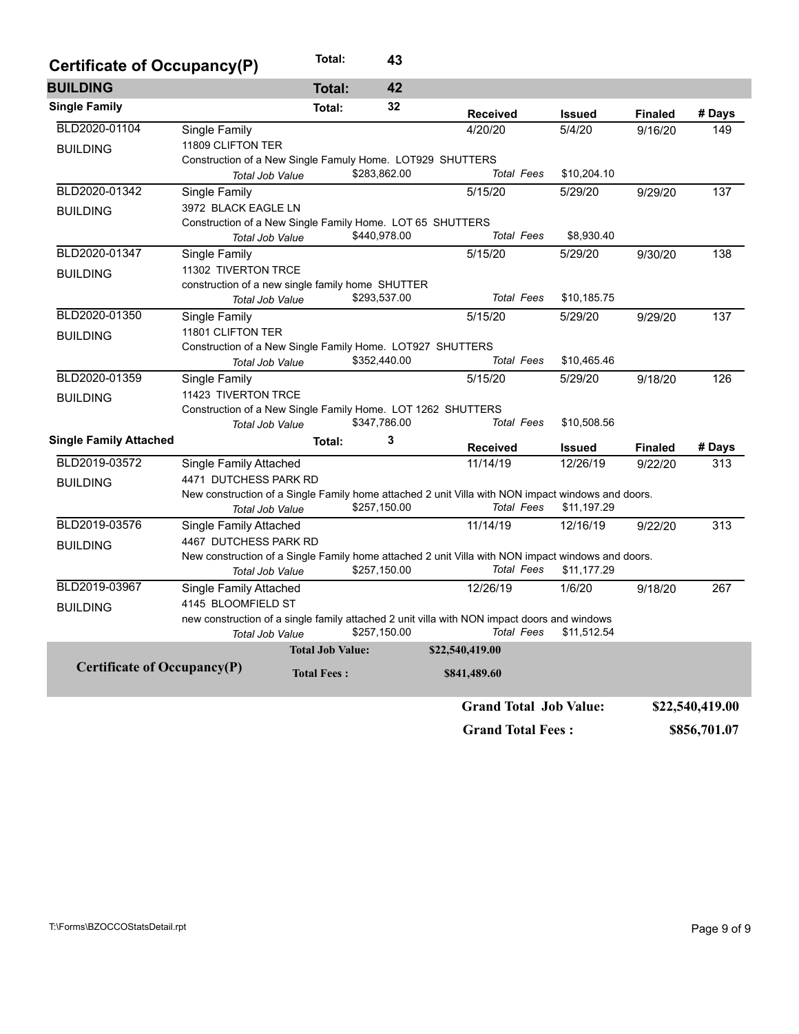## Certificate of Occupancy(P) — Total: 43

### BUILDING — Total: 42

#### Single Family — Total: 32

| | | Received | Issued | Finaled | # Days |
|---|---|---|---|---|---|
| BLD2020-01104 | Single Family | 4/20/20 | 5/4/20 | 9/16/20 | 149 |
| BUILDING | 11809 CLIFTON TER | | | | |
| | Construction of a New Single Famuly Home. LOT929 SHUTTERS | | | | |
| | *Total Job Value* $283,862.00 | *Total Fees* | $10,204.10 | | |
| BLD2020-01342 | Single Family | 5/15/20 | 5/29/20 | 9/29/20 | 137 |
| BUILDING | 3972 BLACK EAGLE LN | | | | |
| | Construction of a New Single Family Home. LOT 65 SHUTTERS | | | | |
| | *Total Job Value* $440,978.00 | *Total Fees* | $8,930.40 | | |
| BLD2020-01347 | Single Family | 5/15/20 | 5/29/20 | 9/30/20 | 138 |
| BUILDING | 11302 TIVERTON TRCE | | | | |
| | construction of a new single family home SHUTTER | | | | |
| | *Total Job Value* $293,537.00 | *Total Fees* | $10,185.75 | | |
| BLD2020-01350 | Single Family | 5/15/20 | 5/29/20 | 9/29/20 | 137 |
| BUILDING | 11801 CLIFTON TER | | | | |
| | Construction of a New Single Family Home. LOT927 SHUTTERS | | | | |
| | *Total Job Value* $352,440.00 | *Total Fees* | $10,465.46 | | |
| BLD2020-01359 | Single Family | 5/15/20 | 5/29/20 | 9/18/20 | 126 |
| BUILDING | 11423 TIVERTON TRCE | | | | |
| | Construction of a New Single Family Home. LOT 1262 SHUTTERS | | | | |
| | *Total Job Value* $347,786.00 | *Total Fees* | $10,508.56 | | |

#### Single Family Attached — Total: 3

| | | Received | Issued | Finaled | # Days |
|---|---|---|---|---|---|
| BLD2019-03572 | Single Family Attached | 11/14/19 | 12/26/19 | 9/22/20 | 313 |
| BUILDING | 4471 DUTCHESS PARK RD | | | | |
| | New construction of a Single Family home attached 2 unit Villa with NON impact windows and doors. | | | | |
| | *Total Job Value* $257,150.00 | *Total Fees* | $11,197.29 | | |
| BLD2019-03576 | Single Family Attached | 11/14/19 | 12/16/19 | 9/22/20 | 313 |
| BUILDING | 4467 DUTCHESS PARK RD | | | | |
| | New construction of a Single Family home attached 2 unit Villa with NON impact windows and doors. | | | | |
| | *Total Job Value* $257,150.00 | *Total Fees* | $11,177.29 | | |
| BLD2019-03967 | Single Family Attached | 12/26/19 | 1/6/20 | 9/18/20 | 267 |
| BUILDING | 4145 BLOOMFIELD ST | | | | |
| | new construction of a single family attached 2 unit villa with NON impact doors and windows | | | | |
| | *Total Job Value* $257,150.00 | *Total Fees* | $11,512.54 | | |

**Certificate of Occupancy(P)**

**Total Job Value:** $22,540,419.00

**Total Fees :** $841,489.60

**Grand Total Job Value:** $22,540,419.00

**Grand Total Fees :** $856,701.07

T:\Forms\BZOCCOStatsDetail.rpt